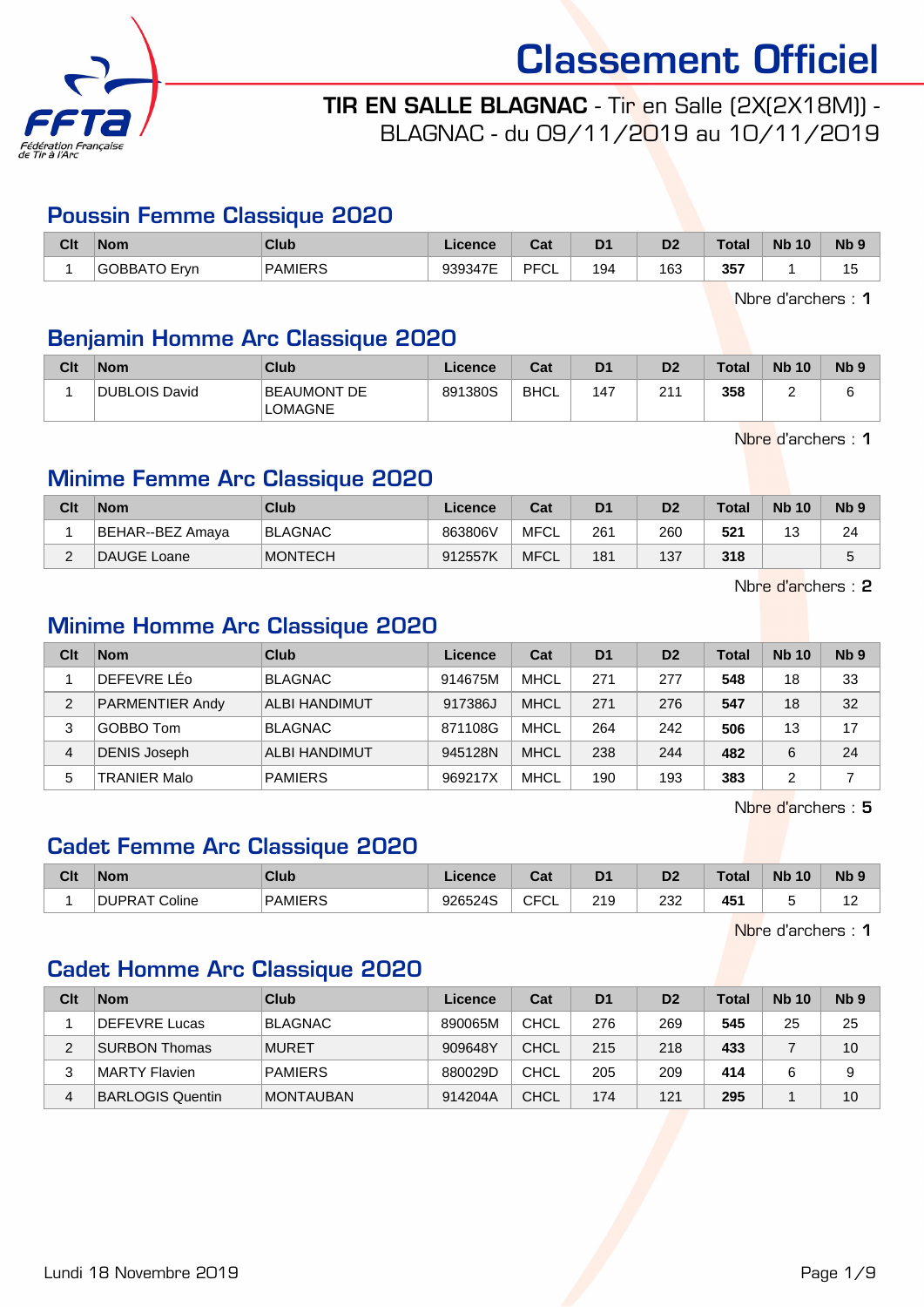# Classement Officiel

**TIR EN SALLE BLAGNAC** - Tir en Salle (2X(2X18M)) - BLAGNAC - du 09/11/2019 au 10/11/2019

## Poussin Femme Classique 2020

| Clt | Nom | Club | Licence | Cat | D1 | D2 | Total | Nb 10 | Nb 9 |
|---|---|---|---|---|---|---|---|---|---|
| 1 | GOBBATO Eryn | PAMIERS | 939347E | PFCL | 194 | 163 | **357** | 1 | 15 |

Nbre d'archers : **1**

## Benjamin Homme Arc Classique 2020

| Clt | Nom | Club | Licence | Cat | D1 | D2 | Total | Nb 10 | Nb 9 |
|---|---|---|---|---|---|---|---|---|---|
| 1 | DUBLOIS David | BEAUMONT DE LOMAGNE | 891380S | BHCL | 147 | 211 | **358** | 2 | 6 |

Nbre d'archers : **1**

## Minime Femme Arc Classique 2020

| Clt | Nom | Club | Licence | Cat | D1 | D2 | Total | Nb 10 | Nb 9 |
|---|---|---|---|---|---|---|---|---|---|
| 1 | BEHAR--BEZ Amaya | BLAGNAC | 863806V | MFCL | 261 | 260 | **521** | 13 | 24 |
| 2 | DAUGE Loane | MONTECH | 912557K | MFCL | 181 | 137 | **318** | | 5 |

Nbre d'archers : **2**

## Minime Homme Arc Classique 2020

| Clt | Nom | Club | Licence | Cat | D1 | D2 | Total | Nb 10 | Nb 9 |
|---|---|---|---|---|---|---|---|---|---|
| 1 | DEFEVRE LÉo | BLAGNAC | 914675M | MHCL | 271 | 277 | **548** | 18 | 33 |
| 2 | PARMENTIER Andy | ALBI HANDIMUT | 917386J | MHCL | 271 | 276 | **547** | 18 | 32 |
| 3 | GOBBO Tom | BLAGNAC | 871108G | MHCL | 264 | 242 | **506** | 13 | 17 |
| 4 | DENIS Joseph | ALBI HANDIMUT | 945128N | MHCL | 238 | 244 | **482** | 6 | 24 |
| 5 | TRANIER Malo | PAMIERS | 969217X | MHCL | 190 | 193 | **383** | 2 | 7 |

Nbre d'archers : **5**

## Cadet Femme Arc Classique 2020

| Clt | Nom | Club | Licence | Cat | D1 | D2 | Total | Nb 10 | Nb 9 |
|---|---|---|---|---|---|---|---|---|---|
| 1 | DUPRAT Coline | PAMIERS | 926524S | CFCL | 219 | 232 | **451** | 5 | 12 |

Nbre d'archers : **1**

## Cadet Homme Arc Classique 2020

| Clt | Nom | Club | Licence | Cat | D1 | D2 | Total | Nb 10 | Nb 9 |
|---|---|---|---|---|---|---|---|---|---|
| 1 | DEFEVRE Lucas | BLAGNAC | 890065M | CHCL | 276 | 269 | **545** | 25 | 25 |
| 2 | SURBON Thomas | MURET | 909648Y | CHCL | 215 | 218 | **433** | 7 | 10 |
| 3 | MARTY Flavien | PAMIERS | 880029D | CHCL | 205 | 209 | **414** | 6 | 9 |
| 4 | BARLOGIS Quentin | MONTAUBAN | 914204A | CHCL | 174 | 121 | **295** | 1 | 10 |

Lundi 18 Novembre 2019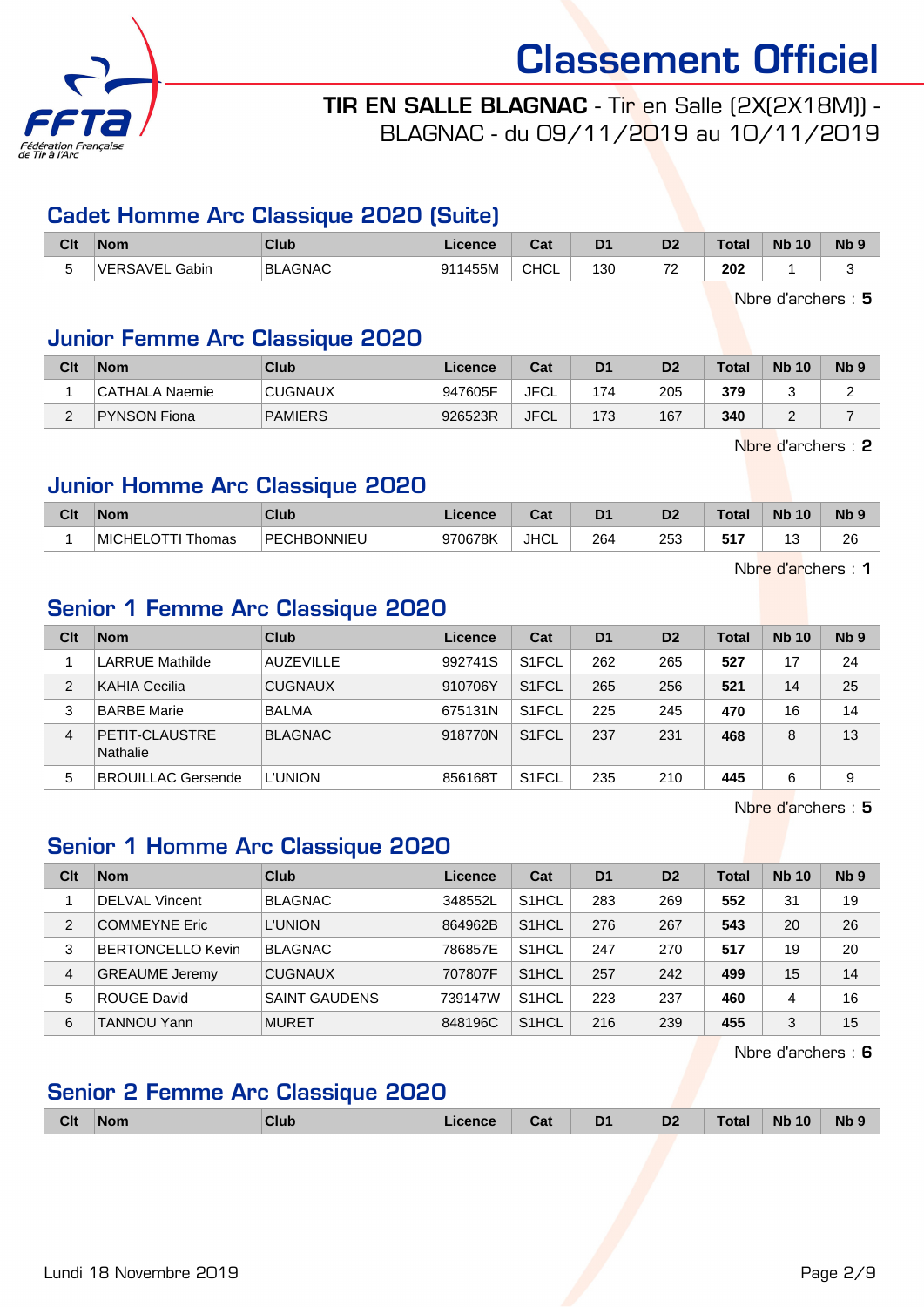# Classement Officiel

**TIR EN SALLE BLAGNAC** - Tir en Salle (2X(2X18M)) - BLAGNAC - du 09/11/2019 au 10/11/2019

## Cadet Homme Arc Classique 2020 (Suite)

| Clt | Nom | Club | Licence | Cat | D1 | D2 | Total | Nb 10 | Nb 9 |
|---|---|---|---|---|---|---|---|---|---|
| 5 | VERSAVEL Gabin | BLAGNAC | 911455M | CHCL | 130 | 72 | **202** | 1 | 3 |

Nbre d'archers : **5**

## Junior Femme Arc Classique 2020

| Clt | Nom | Club | Licence | Cat | D1 | D2 | Total | Nb 10 | Nb 9 |
|---|---|---|---|---|---|---|---|---|---|
| 1 | CATHALA Naemie | CUGNAUX | 947605F | JFCL | 174 | 205 | **379** | 3 | 2 |
| 2 | PYNSON Fiona | PAMIERS | 926523R | JFCL | 173 | 167 | **340** | 2 | 7 |

Nbre d'archers : **2**

## Junior Homme Arc Classique 2020

| Clt | Nom | Club | Licence | Cat | D1 | D2 | Total | Nb 10 | Nb 9 |
|---|---|---|---|---|---|---|---|---|---|
| 1 | MICHELOTTI Thomas | PECHBONNIEU | 970678K | JHCL | 264 | 253 | **517** | 13 | 26 |

Nbre d'archers : **1**

## Senior 1 Femme Arc Classique 2020

| Clt | Nom | Club | Licence | Cat | D1 | D2 | Total | Nb 10 | Nb 9 |
|---|---|---|---|---|---|---|---|---|---|
| 1 | LARRUE Mathilde | AUZEVILLE | 992741S | S1FCL | 262 | 265 | **527** | 17 | 24 |
| 2 | KAHIA Cecilia | CUGNAUX | 910706Y | S1FCL | 265 | 256 | **521** | 14 | 25 |
| 3 | BARBE Marie | BALMA | 675131N | S1FCL | 225 | 245 | **470** | 16 | 14 |
| 4 | PETIT-CLAUSTRE Nathalie | BLAGNAC | 918770N | S1FCL | 237 | 231 | **468** | 8 | 13 |
| 5 | BROUILLAC Gersende | L'UNION | 856168T | S1FCL | 235 | 210 | **445** | 6 | 9 |

Nbre d'archers : **5**

## Senior 1 Homme Arc Classique 2020

| Clt | Nom | Club | Licence | Cat | D1 | D2 | Total | Nb 10 | Nb 9 |
|---|---|---|---|---|---|---|---|---|---|
| 1 | DELVAL Vincent | BLAGNAC | 348552L | S1HCL | 283 | 269 | **552** | 31 | 19 |
| 2 | COMMEYNE Eric | L'UNION | 864962B | S1HCL | 276 | 267 | **543** | 20 | 26 |
| 3 | BERTONCELLO Kevin | BLAGNAC | 786857E | S1HCL | 247 | 270 | **517** | 19 | 20 |
| 4 | GREAUME Jeremy | CUGNAUX | 707807F | S1HCL | 257 | 242 | **499** | 15 | 14 |
| 5 | ROUGE David | SAINT GAUDENS | 739147W | S1HCL | 223 | 237 | **460** | 4 | 16 |
| 6 | TANNOU Yann | MURET | 848196C | S1HCL | 216 | 239 | **455** | 3 | 15 |

Nbre d'archers : **6**

## Senior 2 Femme Arc Classique 2020

| Clt | Nom | Club | Licence | Cat | D1 | D2 | Total | Nb 10 | Nb 9 |
|---|---|---|---|---|---|---|---|---|---|

Lundi 18 Novembre 2019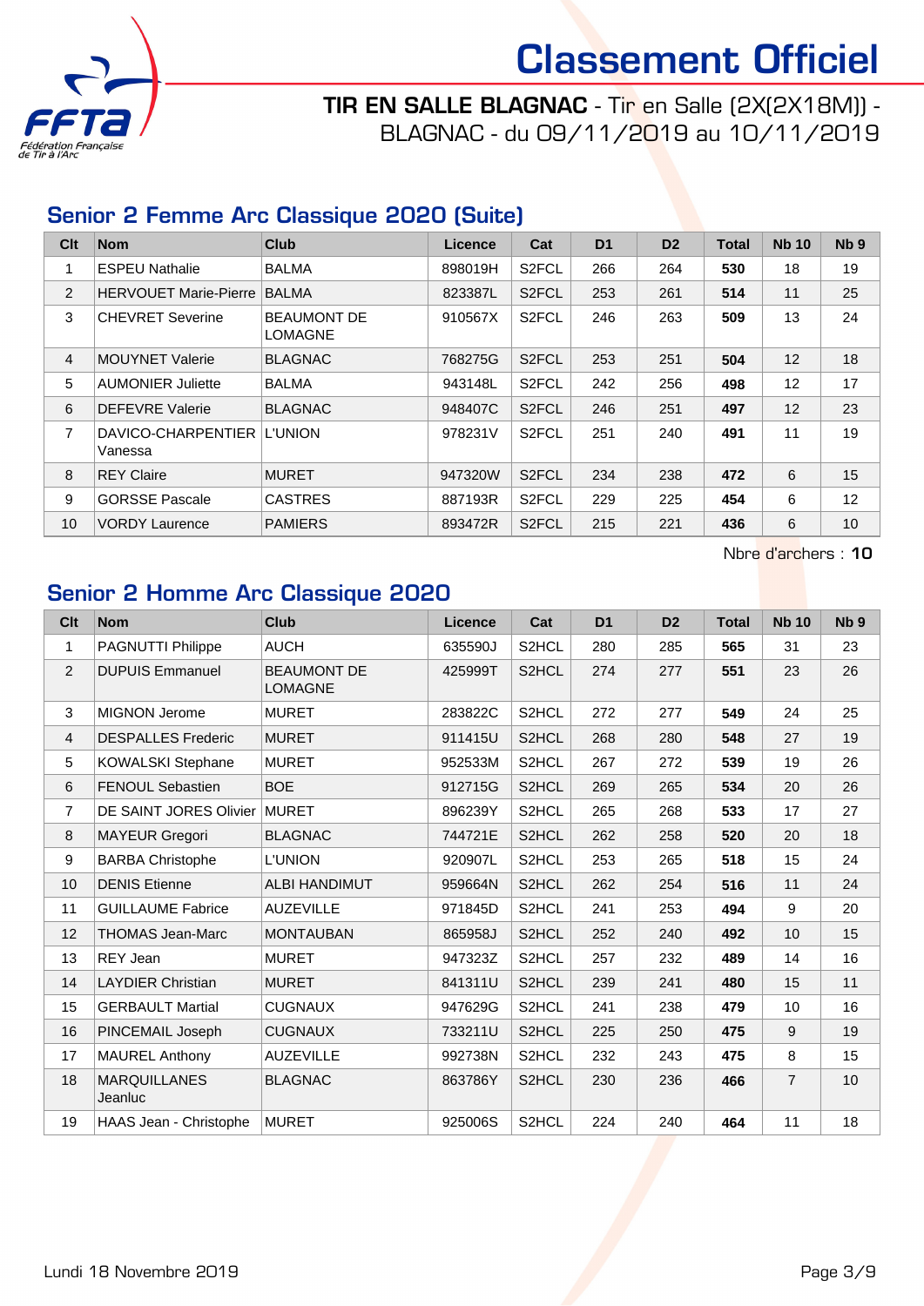# Classement Officiel

## TIR EN SALLE BLAGNAC - Tir en Salle (2X(2X18M)) - BLAGNAC - du 09/11/2019 au 10/11/2019

### Senior 2 Femme Arc Classique 2020 (Suite)

| Clt | Nom | Club | Licence | Cat | D1 | D2 | Total | Nb 10 | Nb 9 |
|---|---|---|---|---|---|---|---|---|---|
| 1 | ESPEU Nathalie | BALMA | 898019H | S2FCL | 266 | 264 | **530** | 18 | 19 |
| 2 | HERVOUET Marie-Pierre | BALMA | 823387L | S2FCL | 253 | 261 | **514** | 11 | 25 |
| 3 | CHEVRET Severine | BEAUMONT DE LOMAGNE | 910567X | S2FCL | 246 | 263 | **509** | 13 | 24 |
| 4 | MOUYNET Valerie | BLAGNAC | 768275G | S2FCL | 253 | 251 | **504** | 12 | 18 |
| 5 | AUMONIER Juliette | BALMA | 943148L | S2FCL | 242 | 256 | **498** | 12 | 17 |
| 6 | DEFEVRE Valerie | BLAGNAC | 948407C | S2FCL | 246 | 251 | **497** | 12 | 23 |
| 7 | DAVICO-CHARPENTIER Vanessa | L'UNION | 978231V | S2FCL | 251 | 240 | **491** | 11 | 19 |
| 8 | REY Claire | MURET | 947320W | S2FCL | 234 | 238 | **472** | 6 | 15 |
| 9 | GORSSE Pascale | CASTRES | 887193R | S2FCL | 229 | 225 | **454** | 6 | 12 |
| 10 | VORDY Laurence | PAMIERS | 893472R | S2FCL | 215 | 221 | **436** | 6 | 10 |

Nbre d'archers : **10**

### Senior 2 Homme Arc Classique 2020

| Clt | Nom | Club | Licence | Cat | D1 | D2 | Total | Nb 10 | Nb 9 |
|---|---|---|---|---|---|---|---|---|---|
| 1 | PAGNUTTI Philippe | AUCH | 635590J | S2HCL | 280 | 285 | **565** | 31 | 23 |
| 2 | DUPUIS Emmanuel | BEAUMONT DE LOMAGNE | 425999T | S2HCL | 274 | 277 | **551** | 23 | 26 |
| 3 | MIGNON Jerome | MURET | 283822C | S2HCL | 272 | 277 | **549** | 24 | 25 |
| 4 | DESPALLES Frederic | MURET | 911415U | S2HCL | 268 | 280 | **548** | 27 | 19 |
| 5 | KOWALSKI Stephane | MURET | 952533M | S2HCL | 267 | 272 | **539** | 19 | 26 |
| 6 | FENOUL Sebastien | BOE | 912715G | S2HCL | 269 | 265 | **534** | 20 | 26 |
| 7 | DE SAINT JORES Olivier | MURET | 896239Y | S2HCL | 265 | 268 | **533** | 17 | 27 |
| 8 | MAYEUR Gregori | BLAGNAC | 744721E | S2HCL | 262 | 258 | **520** | 20 | 18 |
| 9 | BARBA Christophe | L'UNION | 920907L | S2HCL | 253 | 265 | **518** | 15 | 24 |
| 10 | DENIS Etienne | ALBI HANDIMUT | 959664N | S2HCL | 262 | 254 | **516** | 11 | 24 |
| 11 | GUILLAUME Fabrice | AUZEVILLE | 971845D | S2HCL | 241 | 253 | **494** | 9 | 20 |
| 12 | THOMAS Jean-Marc | MONTAUBAN | 865958J | S2HCL | 252 | 240 | **492** | 10 | 15 |
| 13 | REY Jean | MURET | 947323Z | S2HCL | 257 | 232 | **489** | 14 | 16 |
| 14 | LAYDIER Christian | MURET | 841311U | S2HCL | 239 | 241 | **480** | 15 | 11 |
| 15 | GERBAULT Martial | CUGNAUX | 947629G | S2HCL | 241 | 238 | **479** | 10 | 16 |
| 16 | PINCEMAIL Joseph | CUGNAUX | 733211U | S2HCL | 225 | 250 | **475** | 9 | 19 |
| 17 | MAUREL Anthony | AUZEVILLE | 992738N | S2HCL | 232 | 243 | **475** | 8 | 15 |
| 18 | MARQUILLANES Jeanluc | BLAGNAC | 863786Y | S2HCL | 230 | 236 | **466** | 7 | 10 |
| 19 | HAAS Jean - Christophe | MURET | 925006S | S2HCL | 224 | 240 | **464** | 11 | 18 |

Lundi 18 Novembre 2019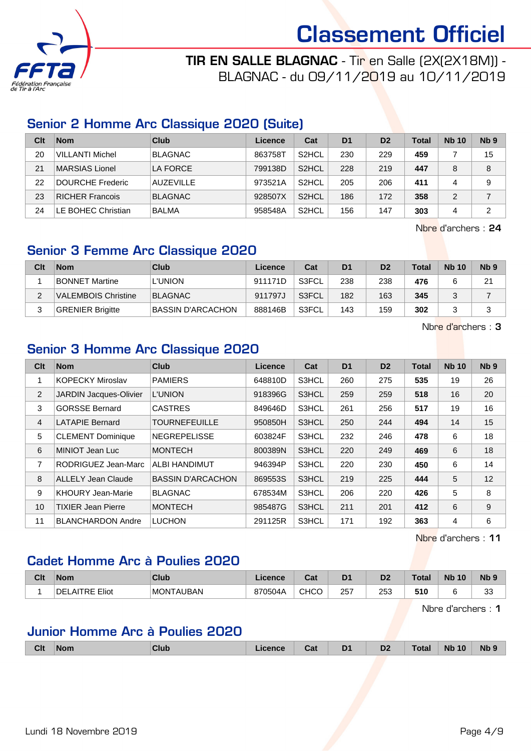# Classement Officiel

**TIR EN SALLE BLAGNAC** - Tir en Salle (2X(2X18M)) - BLAGNAC - du 09/11/2019 au 10/11/2019

## Senior 2 Homme Arc Classique 2020 (Suite)

| Clt | Nom | Club | Licence | Cat | D1 | D2 | Total | Nb 10 | Nb 9 |
|---|---|---|---|---|---|---|---|---|---|
| 20 | VILLANTI Michel | BLAGNAC | 863758T | S2HCL | 230 | 229 | **459** | 7 | 15 |
| 21 | MARSIAS Lionel | LA FORCE | 799138D | S2HCL | 228 | 219 | **447** | 8 | 8 |
| 22 | DOURCHE Frederic | AUZEVILLE | 973521A | S2HCL | 205 | 206 | **411** | 4 | 9 |
| 23 | RICHER Francois | BLAGNAC | 928507X | S2HCL | 186 | 172 | **358** | 2 | 7 |
| 24 | LE BOHEC Christian | BALMA | 958548A | S2HCL | 156 | 147 | **303** | 4 | 2 |

Nbre d'archers : **24**

## Senior 3 Femme Arc Classique 2020

| Clt | Nom | Club | Licence | Cat | D1 | D2 | Total | Nb 10 | Nb 9 |
|---|---|---|---|---|---|---|---|---|---|
| 1 | BONNET Martine | L'UNION | 911171D | S3FCL | 238 | 238 | **476** | 6 | 21 |
| 2 | VALEMBOIS Christine | BLAGNAC | 911797J | S3FCL | 182 | 163 | **345** | 3 | 7 |
| 3 | GRENIER Brigitte | BASSIN D'ARCACHON | 888146B | S3FCL | 143 | 159 | **302** | 3 | 3 |

Nbre d'archers : **3**

## Senior 3 Homme Arc Classique 2020

| Clt | Nom | Club | Licence | Cat | D1 | D2 | Total | Nb 10 | Nb 9 |
|---|---|---|---|---|---|---|---|---|---|
| 1 | KOPECKY Miroslav | PAMIERS | 648810D | S3HCL | 260 | 275 | **535** | 19 | 26 |
| 2 | JARDIN Jacques-Olivier | L'UNION | 918396G | S3HCL | 259 | 259 | **518** | 16 | 20 |
| 3 | GORSSE Bernard | CASTRES | 849646D | S3HCL | 261 | 256 | **517** | 19 | 16 |
| 4 | LATAPIE Bernard | TOURNEFEUILLE | 950850H | S3HCL | 250 | 244 | **494** | 14 | 15 |
| 5 | CLEMENT Dominique | NEGREPELISSE | 603824F | S3HCL | 232 | 246 | **478** | 6 | 18 |
| 6 | MINIOT Jean Luc | MONTECH | 800389N | S3HCL | 220 | 249 | **469** | 6 | 18 |
| 7 | RODRIGUEZ Jean-Marc | ALBI HANDIMUT | 946394P | S3HCL | 220 | 230 | **450** | 6 | 14 |
| 8 | ALLELY Jean Claude | BASSIN D'ARCACHON | 869553S | S3HCL | 219 | 225 | **444** | 5 | 12 |
| 9 | KHOURY Jean-Marie | BLAGNAC | 678534M | S3HCL | 206 | 220 | **426** | 5 | 8 |
| 10 | TIXIER Jean Pierre | MONTECH | 985487G | S3HCL | 211 | 201 | **412** | 6 | 9 |
| 11 | BLANCHARDON Andre | LUCHON | 291125R | S3HCL | 171 | 192 | **363** | 4 | 6 |

Nbre d'archers : **11**

## Cadet Homme Arc à Poulies 2020

| Clt | Nom | Club | Licence | Cat | D1 | D2 | Total | Nb 10 | Nb 9 |
|---|---|---|---|---|---|---|---|---|---|
| 1 | DELAITRE Eliot | MONTAUBAN | 870504A | CHCO | 257 | 253 | **510** | 6 | 33 |

Nbre d'archers : **1**

## Junior Homme Arc à Poulies 2020

| Clt | Nom | Club | Licence | Cat | D1 | D2 | Total | Nb 10 | Nb 9 |
|---|---|---|---|---|---|---|---|---|---|

Lundi 18 Novembre 2019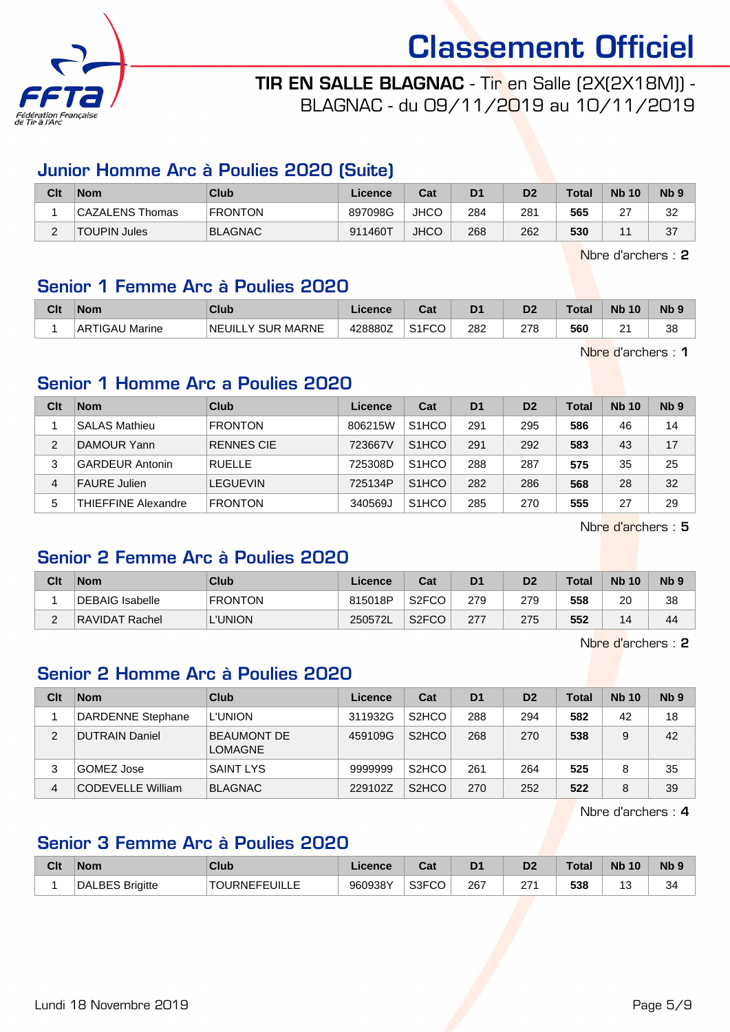# Classement Officiel

**TIR EN SALLE BLAGNAC** - Tir en Salle (2X(2X18M)) - BLAGNAC - du 09/11/2019 au 10/11/2019

## Junior Homme Arc à Poulies 2020 (Suite)

| Clt | Nom | Club | Licence | Cat | D1 | D2 | Total | Nb 10 | Nb 9 |
|---|---|---|---|---|---|---|---|---|---|
| 1 | CAZALENS Thomas | FRONTON | 897098G | JHCO | 284 | 281 | **565** | 27 | 32 |
| 2 | TOUPIN Jules | BLAGNAC | 911460T | JHCO | 268 | 262 | **530** | 11 | 37 |

Nbre d'archers : **2**

## Senior 1 Femme Arc à Poulies 2020

| Clt | Nom | Club | Licence | Cat | D1 | D2 | Total | Nb 10 | Nb 9 |
|---|---|---|---|---|---|---|---|---|---|
| 1 | ARTIGAU Marine | NEUILLY SUR MARNE | 428880Z | S1FCO | 282 | 278 | **560** | 21 | 38 |

Nbre d'archers : **1**

## Senior 1 Homme Arc a Poulies 2020

| Clt | Nom | Club | Licence | Cat | D1 | D2 | Total | Nb 10 | Nb 9 |
|---|---|---|---|---|---|---|---|---|---|
| 1 | SALAS Mathieu | FRONTON | 806215W | S1HCO | 291 | 295 | **586** | 46 | 14 |
| 2 | DAMOUR Yann | RENNES CIE | 723667V | S1HCO | 291 | 292 | **583** | 43 | 17 |
| 3 | GARDEUR Antonin | RUELLE | 725308D | S1HCO | 288 | 287 | **575** | 35 | 25 |
| 4 | FAURE Julien | LEGUEVIN | 725134P | S1HCO | 282 | 286 | **568** | 28 | 32 |
| 5 | THIEFFINE Alexandre | FRONTON | 340569J | S1HCO | 285 | 270 | **555** | 27 | 29 |

Nbre d'archers : **5**

## Senior 2 Femme Arc à Poulies 2020

| Clt | Nom | Club | Licence | Cat | D1 | D2 | Total | Nb 10 | Nb 9 |
|---|---|---|---|---|---|---|---|---|---|
| 1 | DEBAIG Isabelle | FRONTON | 815018P | S2FCO | 279 | 279 | **558** | 20 | 38 |
| 2 | RAVIDAT Rachel | L'UNION | 250572L | S2FCO | 277 | 275 | **552** | 14 | 44 |

Nbre d'archers : **2**

## Senior 2 Homme Arc à Poulies 2020

| Clt | Nom | Club | Licence | Cat | D1 | D2 | Total | Nb 10 | Nb 9 |
|---|---|---|---|---|---|---|---|---|---|
| 1 | DARDENNE Stephane | L'UNION | 311932G | S2HCO | 288 | 294 | **582** | 42 | 18 |
| 2 | DUTRAIN Daniel | BEAUMONT DE LOMAGNE | 459109G | S2HCO | 268 | 270 | **538** | 9 | 42 |
| 3 | GOMEZ Jose | SAINT LYS | 9999999 | S2HCO | 261 | 264 | **525** | 8 | 35 |
| 4 | CODEVELLE William | BLAGNAC | 229102Z | S2HCO | 270 | 252 | **522** | 8 | 39 |

Nbre d'archers : **4**

## Senior 3 Femme Arc à Poulies 2020

| Clt | Nom | Club | Licence | Cat | D1 | D2 | Total | Nb 10 | Nb 9 |
|---|---|---|---|---|---|---|---|---|---|
| 1 | DALBES Brigitte | TOURNEFEUILLE | 960938Y | S3FCO | 267 | 271 | **538** | 13 | 34 |

Lundi 18 Novembre 2019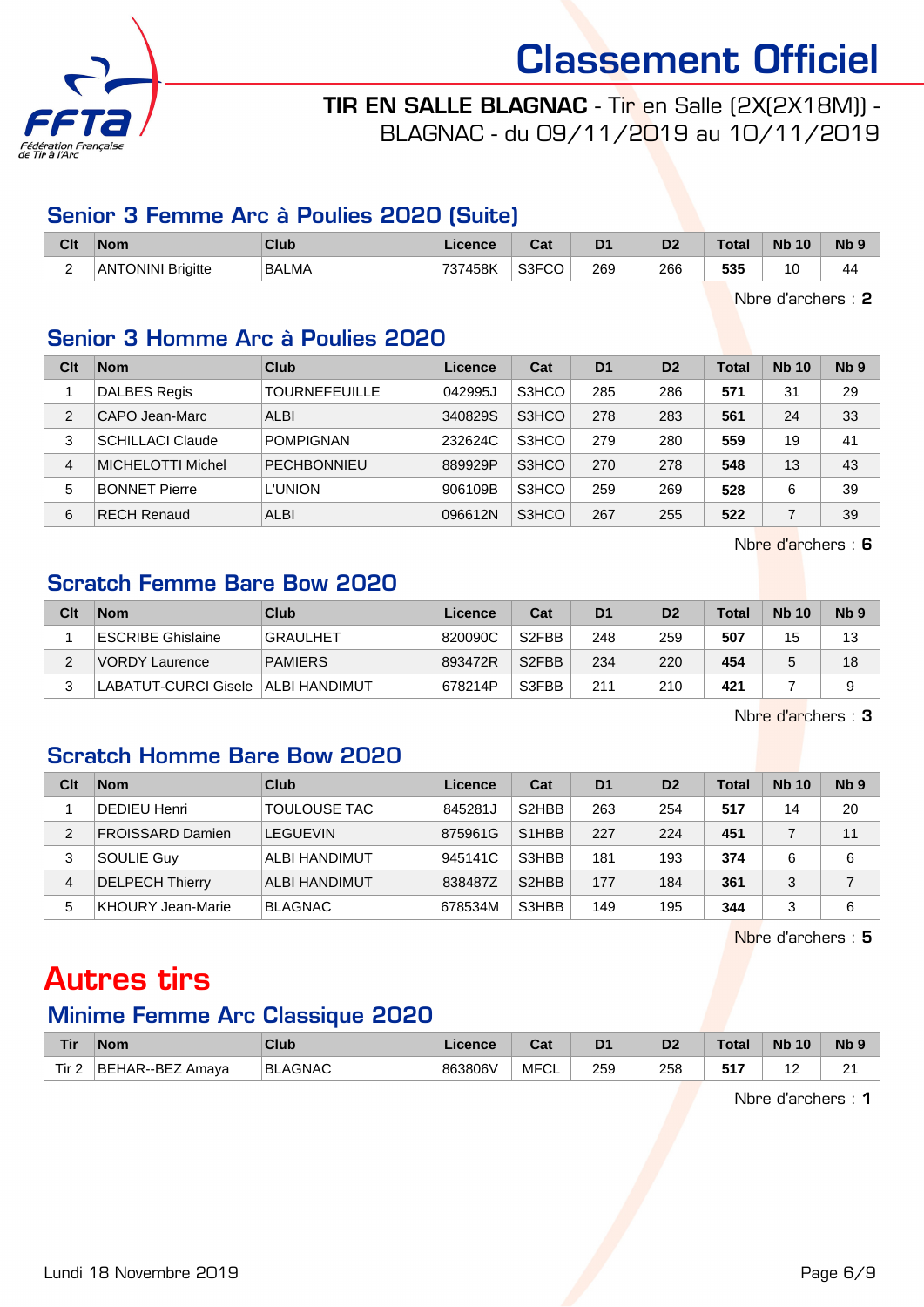# Classement Officiel

**TIR EN SALLE BLAGNAC** - Tir en Salle (2X(2X18M)) - BLAGNAC - du 09/11/2019 au 10/11/2019

## Senior 3 Femme Arc à Poulies 2020 (Suite)

| Clt | Nom | Club | Licence | Cat | D1 | D2 | Total | Nb 10 | Nb 9 |
|---|---|---|---|---|---|---|---|---|---|
| 2 | ANTONINI Brigitte | BALMA | 737458K | S3FCO | 269 | 266 | **535** | 10 | 44 |

Nbre d'archers : **2**

## Senior 3 Homme Arc à Poulies 2020

| Clt | Nom | Club | Licence | Cat | D1 | D2 | Total | Nb 10 | Nb 9 |
|---|---|---|---|---|---|---|---|---|---|
| 1 | DALBES Regis | TOURNEFEUILLE | 042995J | S3HCO | 285 | 286 | **571** | 31 | 29 |
| 2 | CAPO Jean-Marc | ALBI | 340829S | S3HCO | 278 | 283 | **561** | 24 | 33 |
| 3 | SCHILLACI Claude | POMPIGNAN | 232624C | S3HCO | 279 | 280 | **559** | 19 | 41 |
| 4 | MICHELOTTI Michel | PECHBONNIEU | 889929P | S3HCO | 270 | 278 | **548** | 13 | 43 |
| 5 | BONNET Pierre | L'UNION | 906109B | S3HCO | 259 | 269 | **528** | 6 | 39 |
| 6 | RECH Renaud | ALBI | 096612N | S3HCO | 267 | 255 | **522** | 7 | 39 |

Nbre d'archers : **6**

## Scratch Femme Bare Bow 2020

| Clt | Nom | Club | Licence | Cat | D1 | D2 | Total | Nb 10 | Nb 9 |
|---|---|---|---|---|---|---|---|---|---|
| 1 | ESCRIBE Ghislaine | GRAULHET | 820090C | S2FBB | 248 | 259 | **507** | 15 | 13 |
| 2 | VORDY Laurence | PAMIERS | 893472R | S2FBB | 234 | 220 | **454** | 5 | 18 |
| 3 | LABATUT-CURCI Gisele | ALBI HANDIMUT | 678214P | S3FBB | 211 | 210 | **421** | 7 | 9 |

Nbre d'archers : **3**

## Scratch Homme Bare Bow 2020

| Clt | Nom | Club | Licence | Cat | D1 | D2 | Total | Nb 10 | Nb 9 |
|---|---|---|---|---|---|---|---|---|---|
| 1 | DEDIEU Henri | TOULOUSE TAC | 845281J | S2HBB | 263 | 254 | **517** | 14 | 20 |
| 2 | FROISSARD Damien | LEGUEVIN | 875961G | S1HBB | 227 | 224 | **451** | 7 | 11 |
| 3 | SOULIE Guy | ALBI HANDIMUT | 945141C | S3HBB | 181 | 193 | **374** | 6 | 6 |
| 4 | DELPECH Thierry | ALBI HANDIMUT | 838487Z | S2HBB | 177 | 184 | **361** | 3 | 7 |
| 5 | KHOURY Jean-Marie | BLAGNAC | 678534M | S3HBB | 149 | 195 | **344** | 3 | 6 |

Nbre d'archers : **5**

# Autres tirs

## Minime Femme Arc Classique 2020

| Tir | Nom | Club | Licence | Cat | D1 | D2 | Total | Nb 10 | Nb 9 |
|---|---|---|---|---|---|---|---|---|---|
| Tir 2 | BEHAR--BEZ Amaya | BLAGNAC | 863806V | MFCL | 259 | 258 | **517** | 12 | 21 |

Nbre d'archers : **1**

Lundi 18 Novembre 2019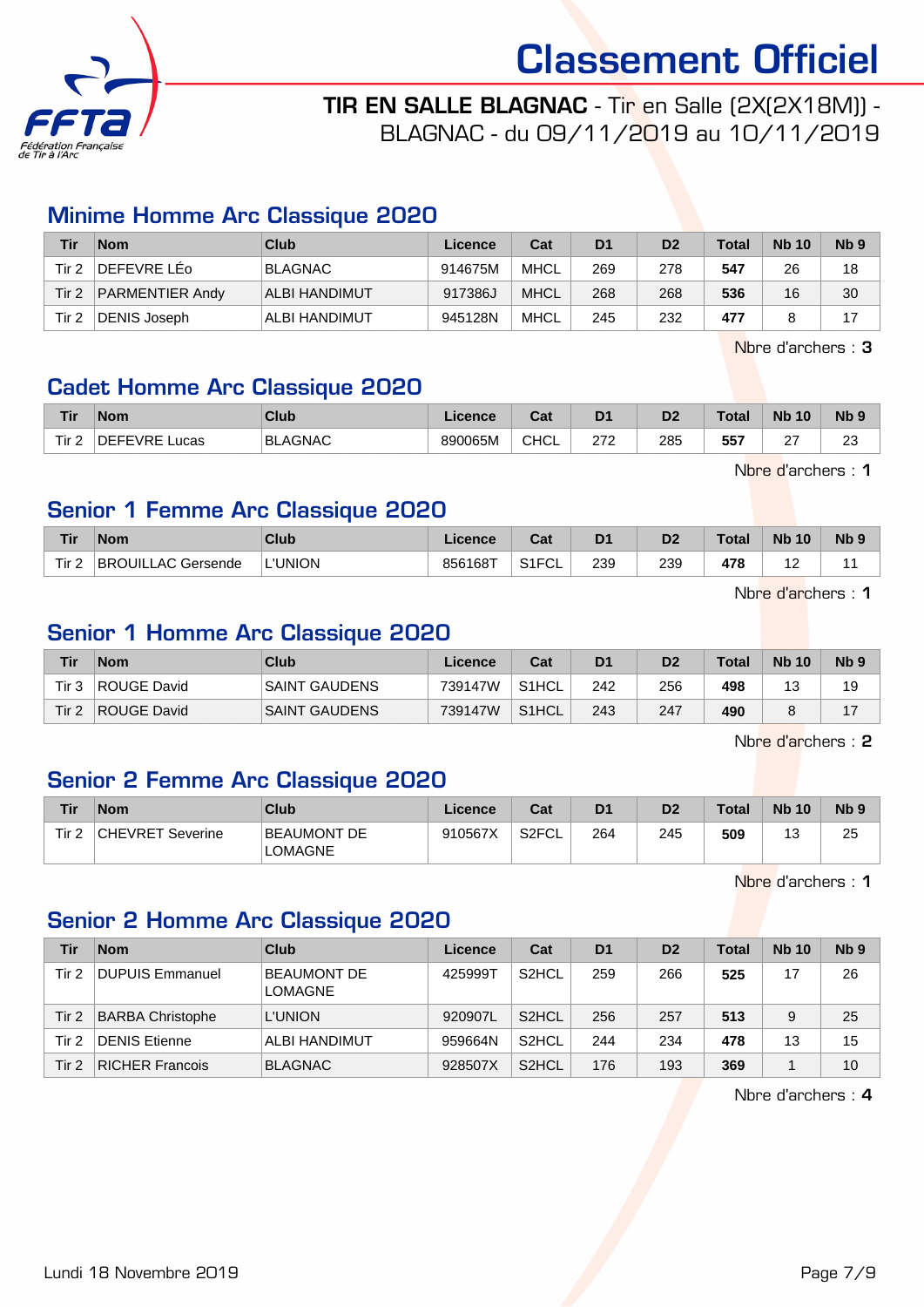# Classement Officiel

**TIR EN SALLE BLAGNAC** - Tir en Salle (2X(2X18M)) - BLAGNAC - du 09/11/2019 au 10/11/2019

## Minime Homme Arc Classique 2020

| Tir | Nom | Club | Licence | Cat | D1 | D2 | Total | Nb 10 | Nb 9 |
|---|---|---|---|---|---|---|---|---|---|
| Tir 2 | DEFEVRE LÉo | BLAGNAC | 914675M | MHCL | 269 | 278 | **547** | 26 | 18 |
| Tir 2 | PARMENTIER Andy | ALBI HANDIMUT | 917386J | MHCL | 268 | 268 | **536** | 16 | 30 |
| Tir 2 | DENIS Joseph | ALBI HANDIMUT | 945128N | MHCL | 245 | 232 | **477** | 8 | 17 |

Nbre d'archers : **3**

## Cadet Homme Arc Classique 2020

| Tir | Nom | Club | Licence | Cat | D1 | D2 | Total | Nb 10 | Nb 9 |
|---|---|---|---|---|---|---|---|---|---|
| Tir 2 | DEFEVRE Lucas | BLAGNAC | 890065M | CHCL | 272 | 285 | **557** | 27 | 23 |

Nbre d'archers : **1**

## Senior 1 Femme Arc Classique 2020

| Tir | Nom | Club | Licence | Cat | D1 | D2 | Total | Nb 10 | Nb 9 |
|---|---|---|---|---|---|---|---|---|---|
| Tir 2 | BROUILLAC Gersende | L'UNION | 856168T | S1FCL | 239 | 239 | **478** | 12 | 11 |

Nbre d'archers : **1**

## Senior 1 Homme Arc Classique 2020

| Tir | Nom | Club | Licence | Cat | D1 | D2 | Total | Nb 10 | Nb 9 |
|---|---|---|---|---|---|---|---|---|---|
| Tir 3 | ROUGE David | SAINT GAUDENS | 739147W | S1HCL | 242 | 256 | **498** | 13 | 19 |
| Tir 2 | ROUGE David | SAINT GAUDENS | 739147W | S1HCL | 243 | 247 | **490** | 8 | 17 |

Nbre d'archers : **2**

## Senior 2 Femme Arc Classique 2020

| Tir | Nom | Club | Licence | Cat | D1 | D2 | Total | Nb 10 | Nb 9 |
|---|---|---|---|---|---|---|---|---|---|
| Tir 2 | CHEVRET Severine | BEAUMONT DE LOMAGNE | 910567X | S2FCL | 264 | 245 | **509** | 13 | 25 |

Nbre d'archers : **1**

## Senior 2 Homme Arc Classique 2020

| Tir | Nom | Club | Licence | Cat | D1 | D2 | Total | Nb 10 | Nb 9 |
|---|---|---|---|---|---|---|---|---|---|
| Tir 2 | DUPUIS Emmanuel | BEAUMONT DE LOMAGNE | 425999T | S2HCL | 259 | 266 | **525** | 17 | 26 |
| Tir 2 | BARBA Christophe | L'UNION | 920907L | S2HCL | 256 | 257 | **513** | 9 | 25 |
| Tir 2 | DENIS Etienne | ALBI HANDIMUT | 959664N | S2HCL | 244 | 234 | **478** | 13 | 15 |
| Tir 2 | RICHER Francois | BLAGNAC | 928507X | S2HCL | 176 | 193 | **369** | 1 | 10 |

Nbre d'archers : **4**

Lundi 18 Novembre 2019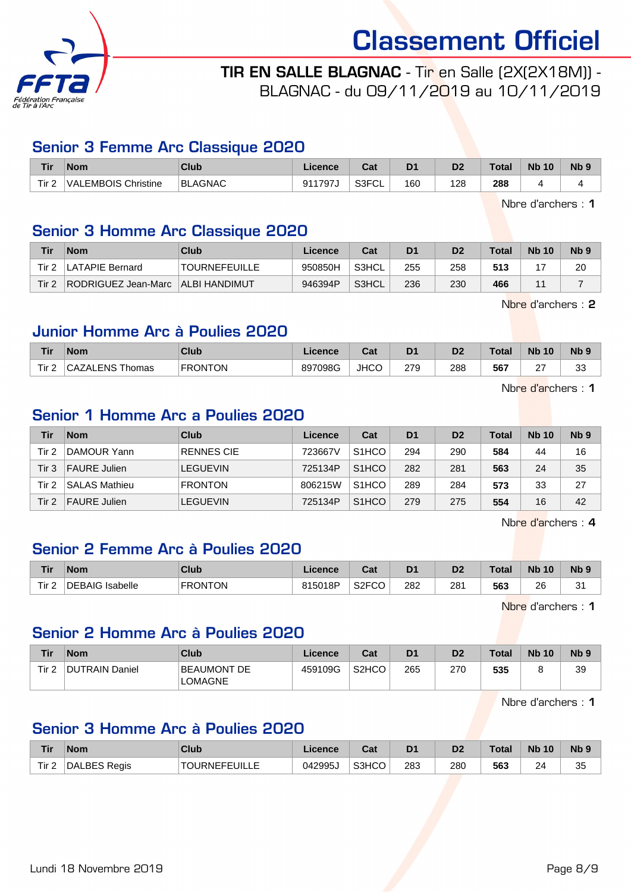# Classement Officiel

**TIR EN SALLE BLAGNAC** - Tir en Salle (2X(2X18M)) - BLAGNAC - du 09/11/2019 au 10/11/2019

## Senior 3 Femme Arc Classique 2020

| Tir | Nom | Club | Licence | Cat | D1 | D2 | Total | Nb 10 | Nb 9 |
|---|---|---|---|---|---|---|---|---|---|
| Tir 2 | VALEMBOIS Christine | BLAGNAC | 911797J | S3FCL | 160 | 128 | **288** | 4 | 4 |

Nbre d'archers : **1**

## Senior 3 Homme Arc Classique 2020

| Tir | Nom | Club | Licence | Cat | D1 | D2 | Total | Nb 10 | Nb 9 |
|---|---|---|---|---|---|---|---|---|---|
| Tir 2 | LATAPIE Bernard | TOURNEFEUILLE | 950850H | S3HCL | 255 | 258 | **513** | 17 | 20 |
| Tir 2 | RODRIGUEZ Jean-Marc | ALBI HANDIMUT | 946394P | S3HCL | 236 | 230 | **466** | 11 | 7 |

Nbre d'archers : **2**

## Junior Homme Arc à Poulies 2020

| Tir | Nom | Club | Licence | Cat | D1 | D2 | Total | Nb 10 | Nb 9 |
|---|---|---|---|---|---|---|---|---|---|
| Tir 2 | CAZALENS Thomas | FRONTON | 897098G | JHCO | 279 | 288 | **567** | 27 | 33 |

Nbre d'archers : **1**

## Senior 1 Homme Arc a Poulies 2020

| Tir | Nom | Club | Licence | Cat | D1 | D2 | Total | Nb 10 | Nb 9 |
|---|---|---|---|---|---|---|---|---|---|
| Tir 2 | DAMOUR Yann | RENNES CIE | 723667V | S1HCO | 294 | 290 | **584** | 44 | 16 |
| Tir 3 | FAURE Julien | LEGUEVIN | 725134P | S1HCO | 282 | 281 | **563** | 24 | 35 |
| Tir 2 | SALAS Mathieu | FRONTON | 806215W | S1HCO | 289 | 284 | **573** | 33 | 27 |
| Tir 2 | FAURE Julien | LEGUEVIN | 725134P | S1HCO | 279 | 275 | **554** | 16 | 42 |

Nbre d'archers : **4**

## Senior 2 Femme Arc à Poulies 2020

| Tir | Nom | Club | Licence | Cat | D1 | D2 | Total | Nb 10 | Nb 9 |
|---|---|---|---|---|---|---|---|---|---|
| Tir 2 | DEBAIG Isabelle | FRONTON | 815018P | S2FCO | 282 | 281 | **563** | 26 | 31 |

Nbre d'archers : **1**

## Senior 2 Homme Arc à Poulies 2020

| Tir | Nom | Club | Licence | Cat | D1 | D2 | Total | Nb 10 | Nb 9 |
|---|---|---|---|---|---|---|---|---|---|
| Tir 2 | DUTRAIN Daniel | BEAUMONT DE LOMAGNE | 459109G | S2HCO | 265 | 270 | **535** | 8 | 39 |

Nbre d'archers : **1**

## Senior 3 Homme Arc à Poulies 2020

| Tir | Nom | Club | Licence | Cat | D1 | D2 | Total | Nb 10 | Nb 9 |
|---|---|---|---|---|---|---|---|---|---|
| Tir 2 | DALBES Regis | TOURNEFEUILLE | 042995J | S3HCO | 283 | 280 | **563** | 24 | 35 |

Lundi 18 Novembre 2019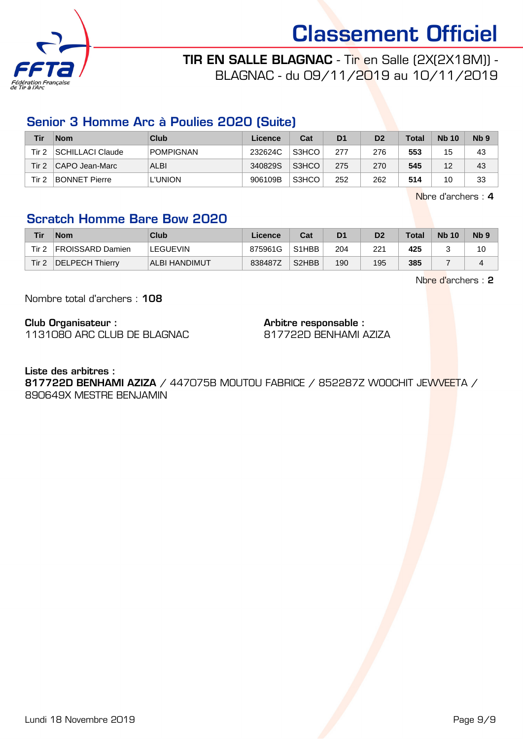# Classement Officiel

**TIR EN SALLE BLAGNAC** - Tir en Salle (2X(2X18M)) - BLAGNAC - du 09/11/2019 au 10/11/2019

## Senior 3 Homme Arc à Poulies 2020 (Suite)

| Tir | Nom | Club | Licence | Cat | D1 | D2 | Total | Nb 10 | Nb 9 |
|---|---|---|---|---|---|---|---|---|---|
| Tir 2 | SCHILLACI Claude | POMPIGNAN | 232624C | S3HCO | 277 | 276 | **553** | 15 | 43 |
| Tir 2 | CAPO Jean-Marc | ALBI | 340829S | S3HCO | 275 | 270 | **545** | 12 | 43 |
| Tir 2 | BONNET Pierre | L'UNION | 906109B | S3HCO | 252 | 262 | **514** | 10 | 33 |

Nbre d'archers : **4**

## Scratch Homme Bare Bow 2020

| Tir | Nom | Club | Licence | Cat | D1 | D2 | Total | Nb 10 | Nb 9 |
|---|---|---|---|---|---|---|---|---|---|
| Tir 2 | FROISSARD Damien | LEGUEVIN | 875961G | S1HBB | 204 | 221 | **425** | 3 | 10 |
| Tir 2 | DELPECH Thierry | ALBI HANDIMUT | 838487Z | S2HBB | 190 | 195 | **385** | 7 | 4 |

Nbre d'archers : **2**

Nombre total d'archers : **108**

**Club Organisateur :**
1131080 ARC CLUB DE BLAGNAC

**Arbitre responsable :**
817722D BENHAMI AZIZA

**Liste des arbitres :**
**817722D BENHAMI AZIZA** / 447075B MOUTOU FABRICE / 852287Z WOOCHIT JEWVEETA / 890649X MESTRE BENJAMIN

Lundi 18 Novembre 2019